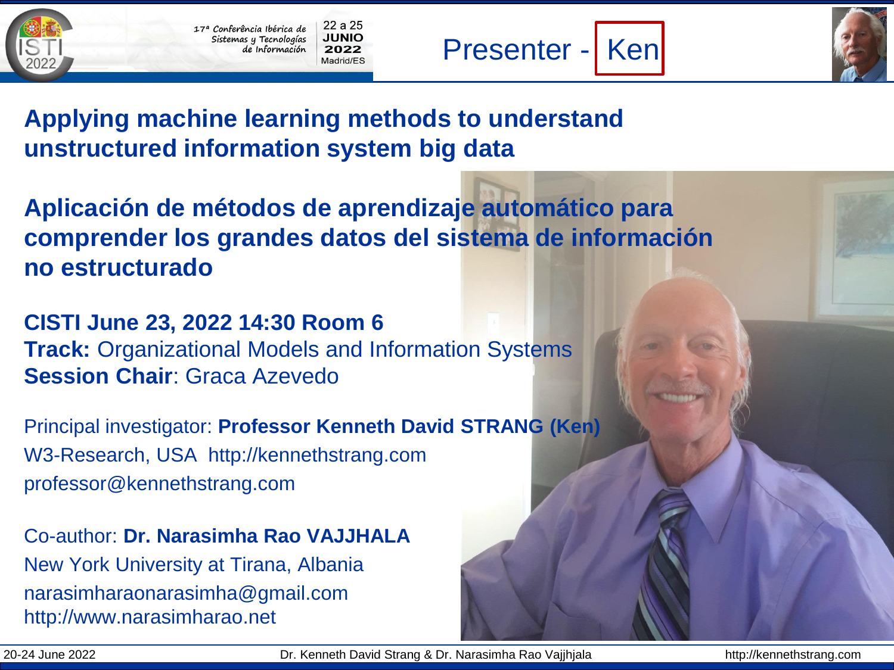# Presenter - Ken

## Applying machine learning methods to understand unstructured information system big data

## Aplicación de métodos de aprendizaje automático para comprender los grandes datos del sistema de información no estructurado

**CISTI June 23, 2022 14:30 Room 6**
**Track:** Organizational Models and Information Systems
**Session Chair**: Graca Azevedo

Principal investigator: **Professor Kenneth David STRANG (Ken)**
W3-Research, USA http://kennethstrang.com
professor@kennethstrang.com

Co-author: **Dr. Narasimha Rao VAJJHALA**
New York University at Tirana, Albania
narasimharaonarasimha@gmail.com
http://www.narasimharao.net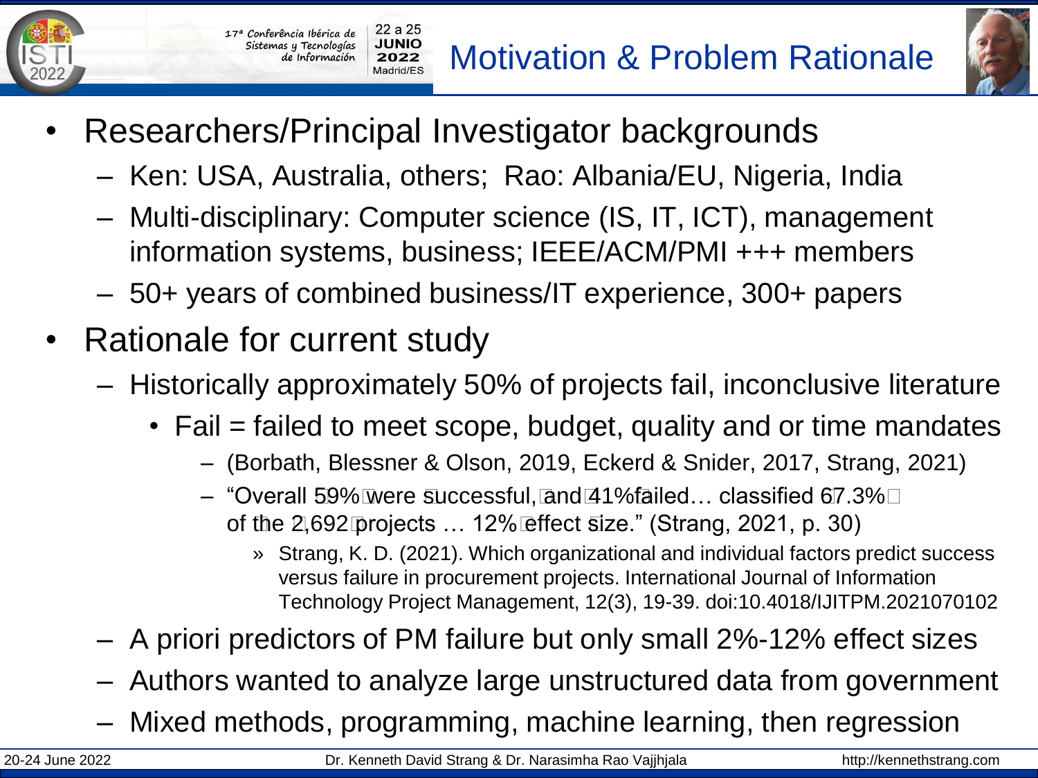# Motivation & Problem Rationale

- Researchers/Principal Investigator backgrounds
  - Ken: USA, Australia, others; Rao: Albania/EU, Nigeria, India
  - Multi-disciplinary: Computer science (IS, IT, ICT), management information systems, business; IEEE/ACM/PMI +++ members
  - 50+ years of combined business/IT experience, 300+ papers
- Rationale for current study
  - Historically approximately 50% of projects fail, inconclusive literature
    - Fail = failed to meet scope, budget, quality and or time mandates
      - (Borbath, Blessner & Olson, 2019, Eckerd & Snider, 2017, Strang, 2021)
      - "Overall 59% were successful, and 41% failed… classified 67.3% of the 2,692 projects … 12% effect size." (Strang, 2021, p. 30)
        - » Strang, K. D. (2021). Which organizational and individual factors predict success versus failure in procurement projects. International Journal of Information Technology Project Management, 12(3), 19-39. doi:10.4018/IJITPM.2021070102
  - A priori predictors of PM failure but only small 2%-12% effect sizes
  - Authors wanted to analyze large unstructured data from government
  - Mixed methods, programming, machine learning, then regression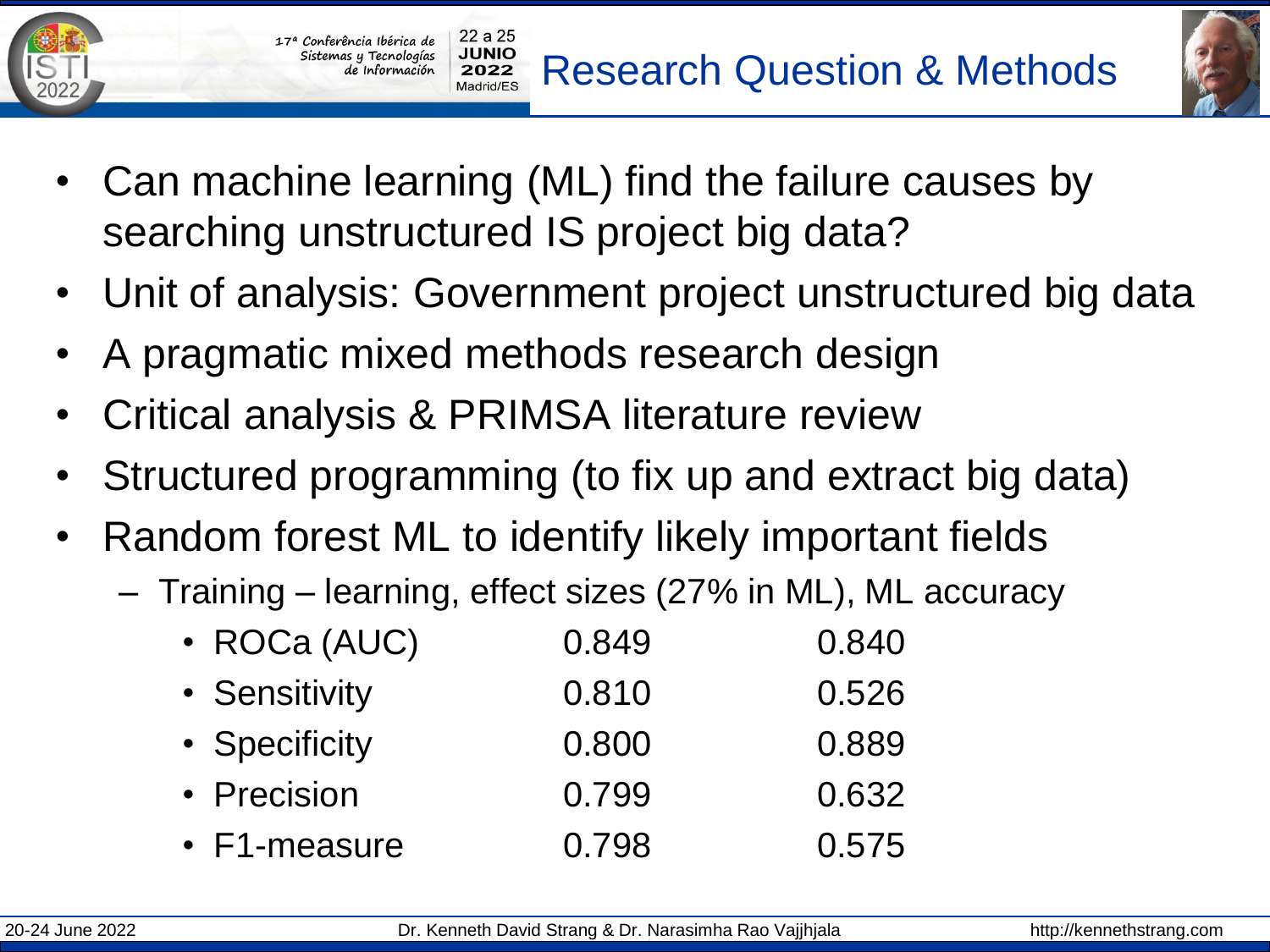# Research Question & Methods

- Can machine learning (ML) find the failure causes by searching unstructured IS project big data?
- Unit of analysis: Government project unstructured big data
- A pragmatic mixed methods research design
- Critical analysis & PRIMSA literature review
- Structured programming (to fix up and extract big data)
- Random forest ML to identify likely important fields
  - Training – learning, effect sizes (27% in ML), ML accuracy
    - ROCa (AUC) 0.849 0.840
    - Sensitivity 0.810 0.526
    - Specificity 0.800 0.889
    - Precision 0.799 0.632
    - F1-measure 0.798 0.575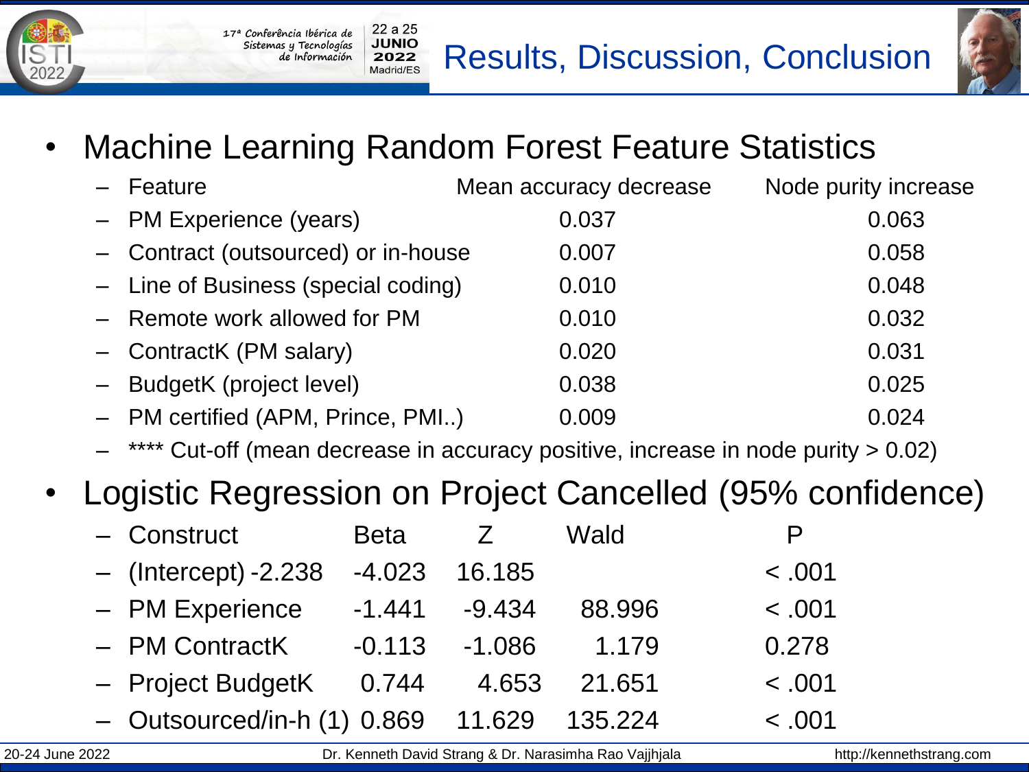# Results, Discussion, Conclusion

- Machine Learning Random Forest Feature Statistics

| Feature | Mean accuracy decrease | Node purity increase |
|---|---|---|
| PM Experience (years) | 0.037 | 0.063 |
| Contract (outsourced) or in-house | 0.007 | 0.058 |
| Line of Business (special coding) | 0.010 | 0.048 |
| Remote work allowed for PM | 0.010 | 0.032 |
| ContractK (PM salary) | 0.020 | 0.031 |
| BudgetK (project level) | 0.038 | 0.025 |
| PM certified (APM, Prince, PMI..) | 0.009 | 0.024 |

  - **** Cut-off (mean decrease in accuracy positive, increase in node purity > 0.02)

- Logistic Regression on Project Cancelled (95% confidence)

| Construct | Beta | Z | Wald | P |
|---|---|---|---|---|
| (Intercept) -2.238 | -4.023 | 16.185 | | < .001 |
| PM Experience | -1.441 | -9.434 | 88.996 | < .001 |
| PM ContractK | -0.113 | -1.086 | 1.179 | 0.278 |
| Project BudgetK | 0.744 | 4.653 | 21.651 | < .001 |
| Outsourced/in-h (1) | 0.869 | 11.629 | 135.224 | < .001 |